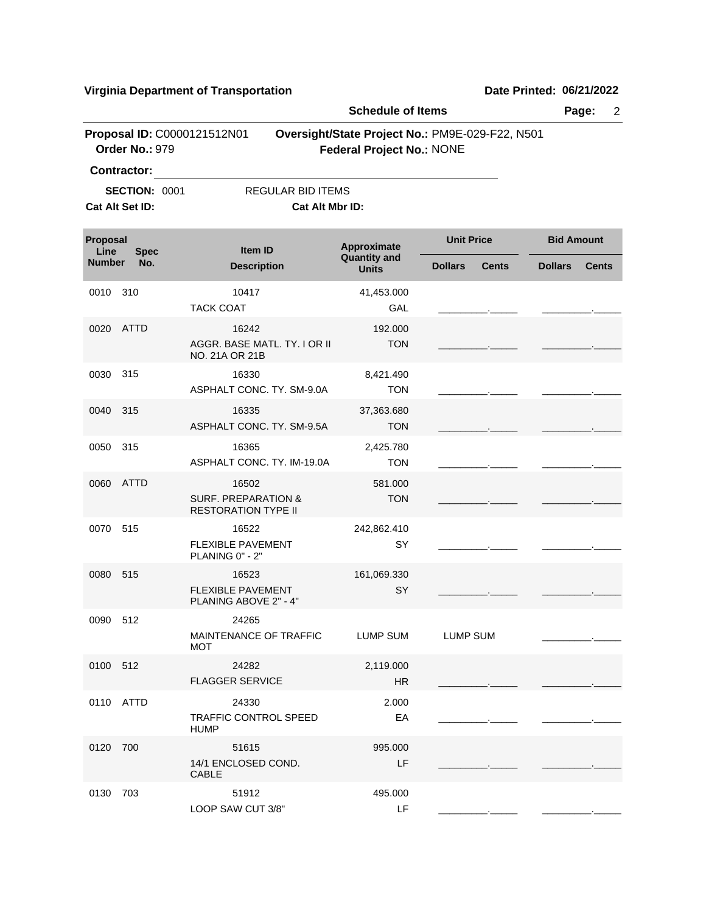**Virginia Department of Transportation**

**Date Printed: 06/21/2022**

**Schedule of Items**

**Proposal ID:** C0000121512N01
**Order No.:** 979

**Oversight/State Project No.:** PM9E-029-F22, N501
**Federal Project No.:** NONE

**Contractor:** ______________________________

**SECTION:** 0001 REGULAR BID ITEMS

**Cat Alt Set ID:** **Cat Alt Mbr ID:**

| Proposal Line Number | Spec No. | Item ID / Description | Approximate Quantity and Units | Unit Price Dollars | Unit Price Cents | Bid Amount Dollars | Bid Amount Cents |
|---|---|---|---|---|---|---|---|
| 0010 | 310 | 10417 TACK COAT | 41,453.000 GAL | ________ | _____ | ________ | _____ |
| 0020 | ATTD | 16242 AGGR. BASE MATL. TY. I OR II NO. 21A OR 21B | 192.000 TON | ________ | _____ | ________ | _____ |
| 0030 | 315 | 16330 ASPHALT CONC. TY. SM-9.0A | 8,421.490 TON | ________ | _____ | ________ | _____ |
| 0040 | 315 | 16335 ASPHALT CONC. TY. SM-9.5A | 37,363.680 TON | ________ | _____ | ________ | _____ |
| 0050 | 315 | 16365 ASPHALT CONC. TY. IM-19.0A | 2,425.780 TON | ________ | _____ | ________ | _____ |
| 0060 | ATTD | 16502 SURF. PREPARATION & RESTORATION TYPE II | 581.000 TON | ________ | _____ | ________ | _____ |
| 0070 | 515 | 16522 FLEXIBLE PAVEMENT PLANING 0" - 2" | 242,862.410 SY | ________ | _____ | ________ | _____ |
| 0080 | 515 | 16523 FLEXIBLE PAVEMENT PLANING ABOVE 2" - 4" | 161,069.330 SY | ________ | _____ | ________ | _____ |
| 0090 | 512 | 24265 MAINTENANCE OF TRAFFIC MOT | LUMP SUM | LUMP SUM | | ________ | _____ |
| 0100 | 512 | 24282 FLAGGER SERVICE | 2,119.000 HR | ________ | _____ | ________ | _____ |
| 0110 | ATTD | 24330 TRAFFIC CONTROL SPEED HUMP | 2.000 EA | ________ | _____ | ________ | _____ |
| 0120 | 700 | 51615 14/1 ENCLOSED COND. CABLE | 995.000 LF | ________ | _____ | ________ | _____ |
| 0130 | 703 | 51912 LOOP SAW CUT 3/8" | 495.000 LF | ________ | _____ | ________ | _____ |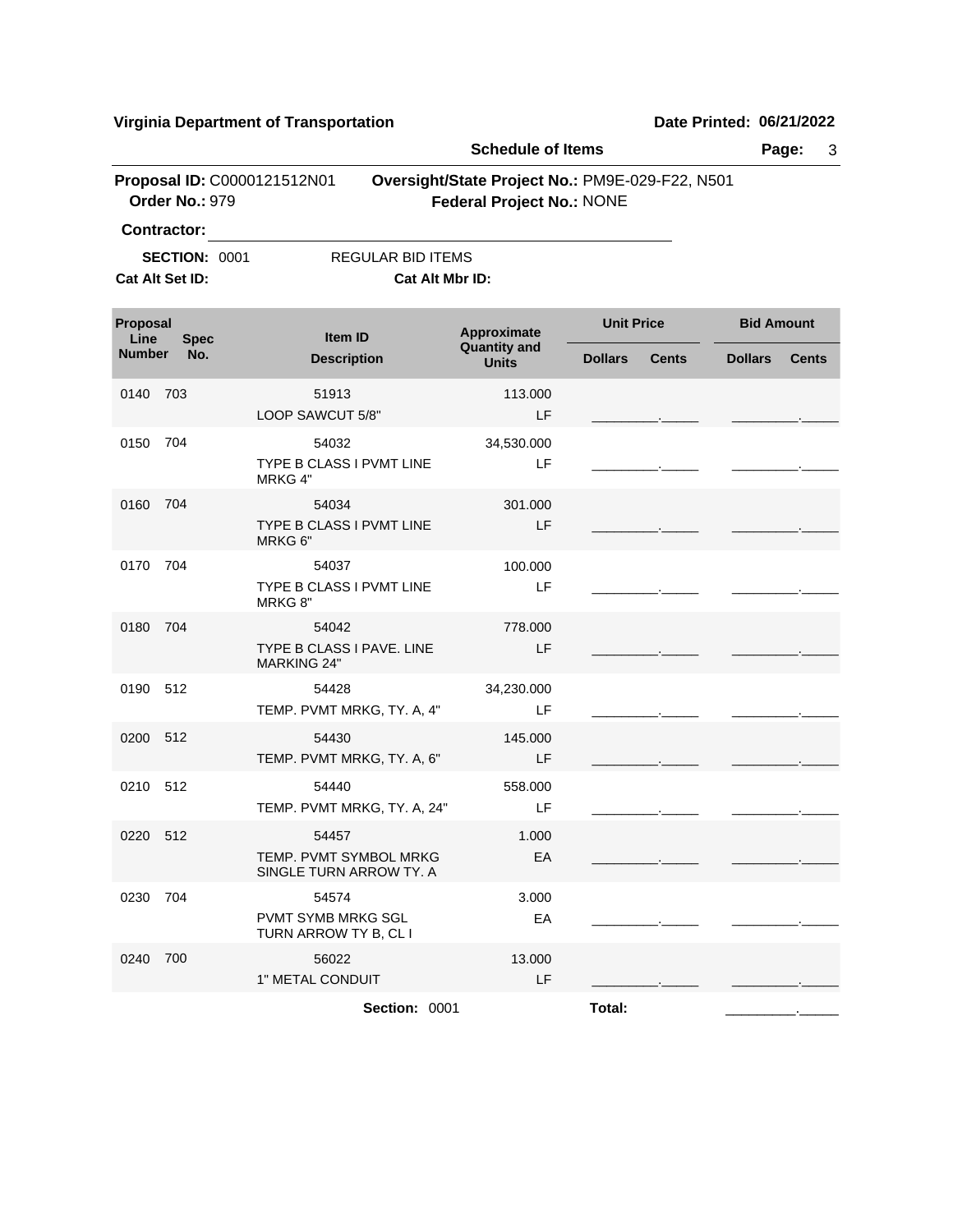**Virginia Department of Transportation** **Date Printed: 06/21/2022**

**Schedule of Items** **Page:** 3

**Proposal ID:** C0000121512N01 **Oversight/State Project No.:** PM9E-029-F22, N501
**Order No.:** 979 **Federal Project No.:** NONE

**Contractor:** ______________________________

**SECTION:** 0001 REGULAR BID ITEMS
**Cat Alt Set ID:** **Cat Alt Mbr ID:**

| Proposal Line Number | Spec No. | Item ID / Description | Approximate Quantity and Units | Unit Price Dollars | Unit Price Cents | Bid Amount Dollars | Bid Amount Cents |
|---|---|---|---|---|---|---|---|
| 0140 | 703 | 51913 LOOP SAWCUT 5/8" | 113.000 LF | | | | |
| 0150 | 704 | 54032 TYPE B CLASS I PVMT LINE MRKG 4" | 34,530.000 LF | | | | |
| 0160 | 704 | 54034 TYPE B CLASS I PVMT LINE MRKG 6" | 301.000 LF | | | | |
| 0170 | 704 | 54037 TYPE B CLASS I PVMT LINE MRKG 8" | 100.000 LF | | | | |
| 0180 | 704 | 54042 TYPE B CLASS I PAVE. LINE MARKING 24" | 778.000 LF | | | | |
| 0190 | 512 | 54428 TEMP. PVMT MRKG, TY. A, 4" | 34,230.000 LF | | | | |
| 0200 | 512 | 54430 TEMP. PVMT MRKG, TY. A, 6" | 145.000 LF | | | | |
| 0210 | 512 | 54440 TEMP. PVMT MRKG, TY. A, 24" | 558.000 LF | | | | |
| 0220 | 512 | 54457 TEMP. PVMT SYMBOL MRKG SINGLE TURN ARROW TY. A | 1.000 EA | | | | |
| 0230 | 704 | 54574 PVMT SYMB MRKG SGL TURN ARROW TY B, CL I | 3.000 EA | | | | |
| 0240 | 700 | 56022 1" METAL CONDUIT | 13.000 LF | | | | |
| | | **Section:** 0001 | | **Total:** | | | |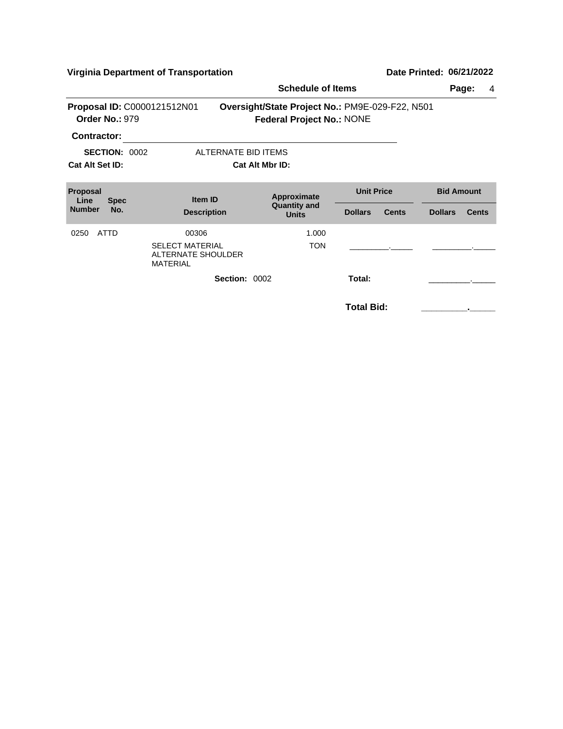**Virginia Department of Transportation** **Date Printed: 06/21/2022**

**Schedule of Items**

**Proposal ID:** C0000121512N01 **Oversight/State Project No.:** PM9E-029-F22, N501
**Order No.:** 979 **Federal Project No.:** NONE

**Contractor:** ______________________________

**SECTION:** 0002 ALTERNATE BID ITEMS

**Cat Alt Set ID:** **Cat Alt Mbr ID:**

| Proposal Line Number | Spec No. | Item ID / Description | Approximate Quantity and Units | Unit Price | | Bid Amount | |
|---|---|---|---|---|---|---|---|
| | | | | Dollars | Cents | Dollars | Cents |
| 0250 | ATTD | 00306<br>SELECT MATERIAL ALTERNATE SHOULDER MATERIAL | 1.000<br>TON | _________ | _____ | _________ | _____ |
| | | **Section:** 0002 | | **Total:** | | _________ | _____ |
| | | | | **Total Bid:** | | _________ | _____ |